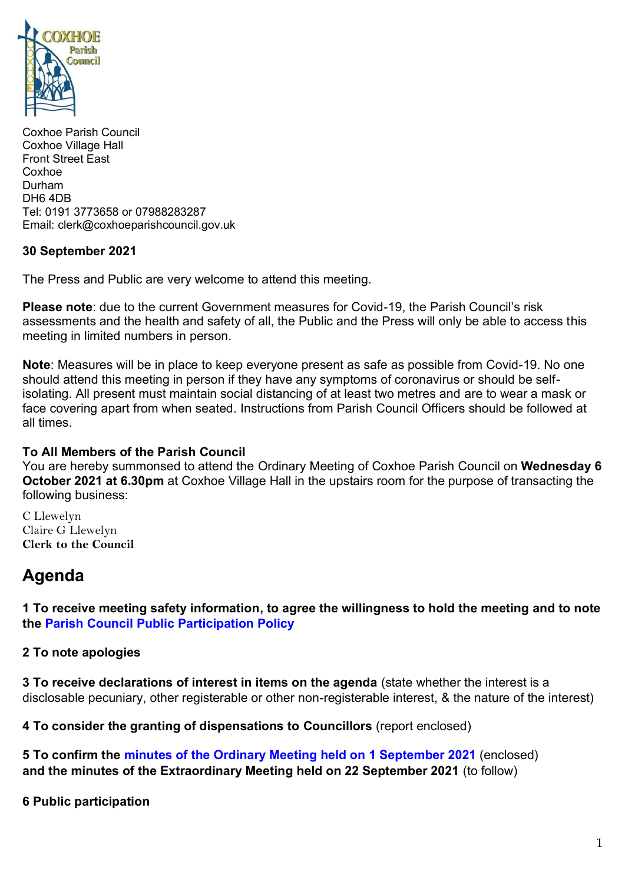Coxhoe Parish Council
Coxhoe Village Hall
Front Street East
Coxhoe
Durham
DH6 4DB
Tel: 0191 3773658 or 07988283287
Email: clerk@coxhoeparishcouncil.gov.uk

**30 September 2021**

The Press and Public are very welcome to attend this meeting.

**Please note**: due to the current Government measures for Covid-19, the Parish Council's risk assessments and the health and safety of all, the Public and the Press will only be able to access this meeting in limited numbers in person.

**Note**: Measures will be in place to keep everyone present as safe as possible from Covid-19. No one should attend this meeting in person if they have any symptoms of coronavirus or should be self-isolating. All present must maintain social distancing of at least two metres and are to wear a mask or face covering apart from when seated. Instructions from Parish Council Officers should be followed at all times.

**To All Members of the Parish Council**
You are hereby summonsed to attend the Ordinary Meeting of Coxhoe Parish Council on **Wednesday 6 October 2021 at 6.30pm** at Coxhoe Village Hall in the upstairs room for the purpose of transacting the following business:

C Llewelyn
Claire G Llewelyn
**Clerk to the Council**

# Agenda

**1 To receive meeting safety information, to agree the willingness to hold the meeting and to note the Parish Council Public Participation Policy**

**2 To note apologies**

**3 To receive declarations of interest in items on the agenda** (state whether the interest is a disclosable pecuniary, other registerable or other non-registerable interest, & the nature of the interest)

**4 To consider the granting of dispensations to Councillors** (report enclosed)

**5 To confirm the minutes of the Ordinary Meeting held on 1 September 2021** (enclosed) **and the minutes of the Extraordinary Meeting held on 22 September 2021** (to follow)

**6 Public participation**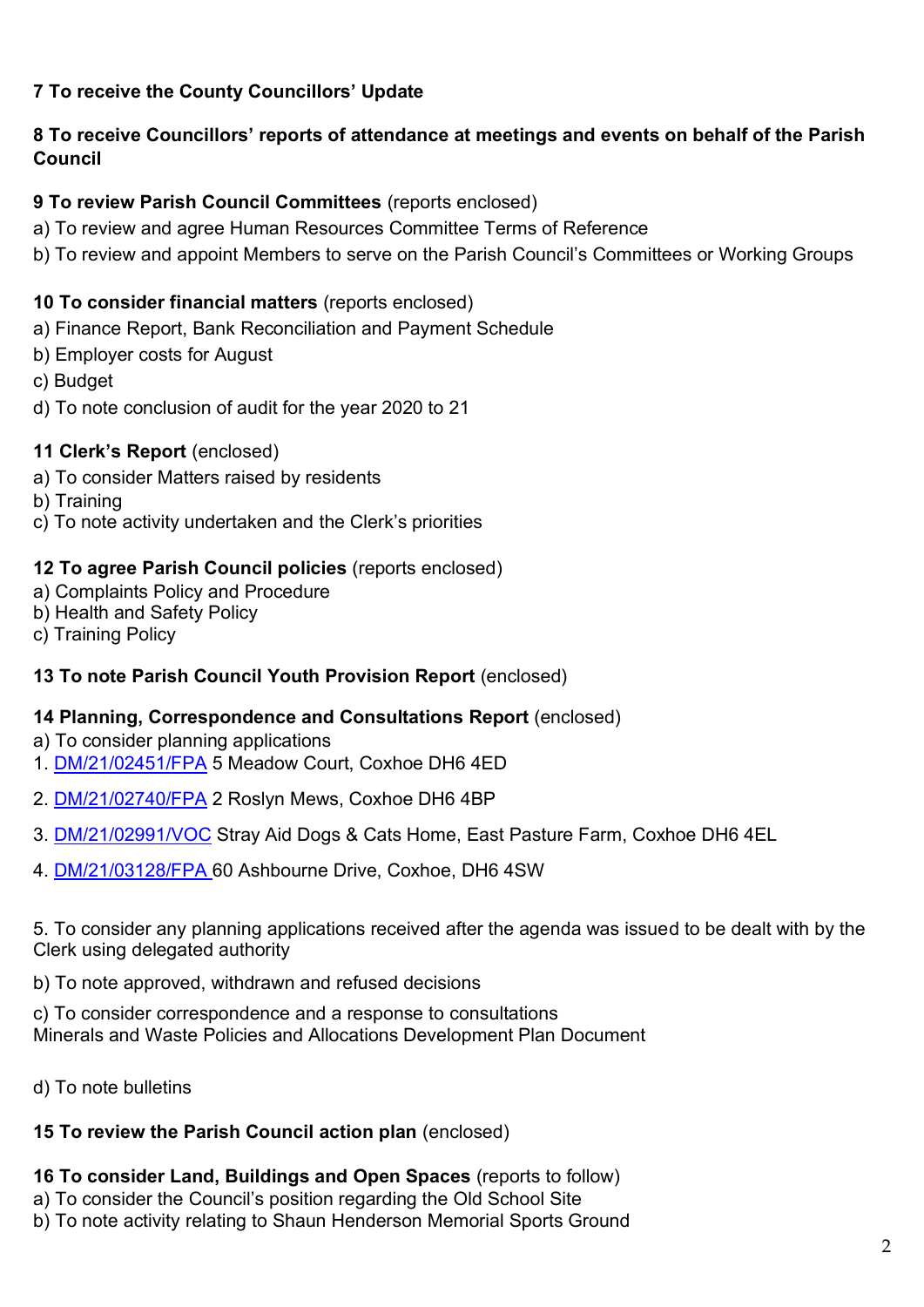**7 To receive the County Councillors' Update**

**8 To receive Councillors' reports of attendance at meetings and events on behalf of the Parish Council**

**9 To review Parish Council Committees** (reports enclosed)

a) To review and agree Human Resources Committee Terms of Reference

b) To review and appoint Members to serve on the Parish Council's Committees or Working Groups

**10 To consider financial matters** (reports enclosed)

a) Finance Report, Bank Reconciliation and Payment Schedule

b) Employer costs for August

c) Budget

d) To note conclusion of audit for the year 2020 to 21

**11 Clerk's Report** (enclosed)

a) To consider Matters raised by residents

b) Training

c) To note activity undertaken and the Clerk's priorities

**12 To agree Parish Council policies** (reports enclosed)

a) Complaints Policy and Procedure

b) Health and Safety Policy

c) Training Policy

**13 To note Parish Council Youth Provision Report** (enclosed)

**14 Planning, Correspondence and Consultations Report** (enclosed)

a) To consider planning applications

1. DM/21/02451/FPA 5 Meadow Court, Coxhoe DH6 4ED
2. DM/21/02740/FPA 2 Roslyn Mews, Coxhoe DH6 4BP
3. DM/21/02991/VOC Stray Aid Dogs & Cats Home, East Pasture Farm, Coxhoe DH6 4EL
4. DM/21/03128/FPA 60 Ashbourne Drive, Coxhoe, DH6 4SW
5. To consider any planning applications received after the agenda was issued to be dealt with by the Clerk using delegated authority

b) To note approved, withdrawn and refused decisions

c) To consider correspondence and a response to consultations
Minerals and Waste Policies and Allocations Development Plan Document

d) To note bulletins

**15 To review the Parish Council action plan** (enclosed)

**16 To consider Land, Buildings and Open Spaces** (reports to follow)

a) To consider the Council's position regarding the Old School Site

b) To note activity relating to Shaun Henderson Memorial Sports Ground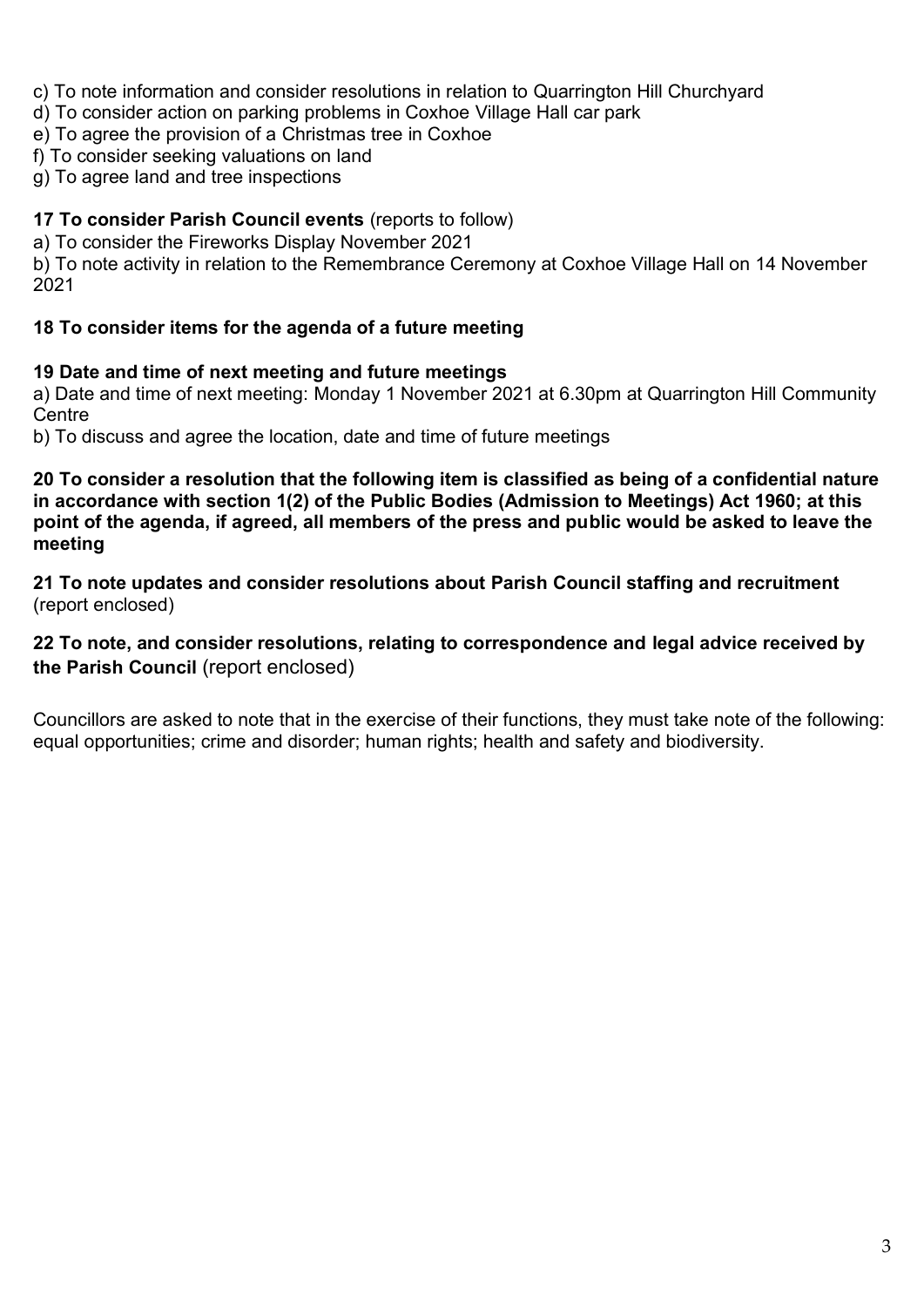c) To note information and consider resolutions in relation to Quarrington Hill Churchyard
d) To consider action on parking problems in Coxhoe Village Hall car park
e) To agree the provision of a Christmas tree in Coxhoe
f) To consider seeking valuations on land
g) To agree land and tree inspections

**17 To consider Parish Council events** (reports to follow)

a) To consider the Fireworks Display November 2021
b) To note activity in relation to the Remembrance Ceremony at Coxhoe Village Hall on 14 November 2021

**18 To consider items for the agenda of a future meeting**

**19 Date and time of next meeting and future meetings**

a) Date and time of next meeting: Monday 1 November 2021 at 6.30pm at Quarrington Hill Community Centre
b) To discuss and agree the location, date and time of future meetings

**20 To consider a resolution that the following item is classified as being of a confidential nature in accordance with section 1(2) of the Public Bodies (Admission to Meetings) Act 1960; at this point of the agenda, if agreed, all members of the press and public would be asked to leave the meeting**

**21 To note updates and consider resolutions about Parish Council staffing and recruitment** (report enclosed)

**22 To note, and consider resolutions, relating to correspondence and legal advice received by the Parish Council** (report enclosed)

Councillors are asked to note that in the exercise of their functions, they must take note of the following: equal opportunities; crime and disorder; human rights; health and safety and biodiversity.